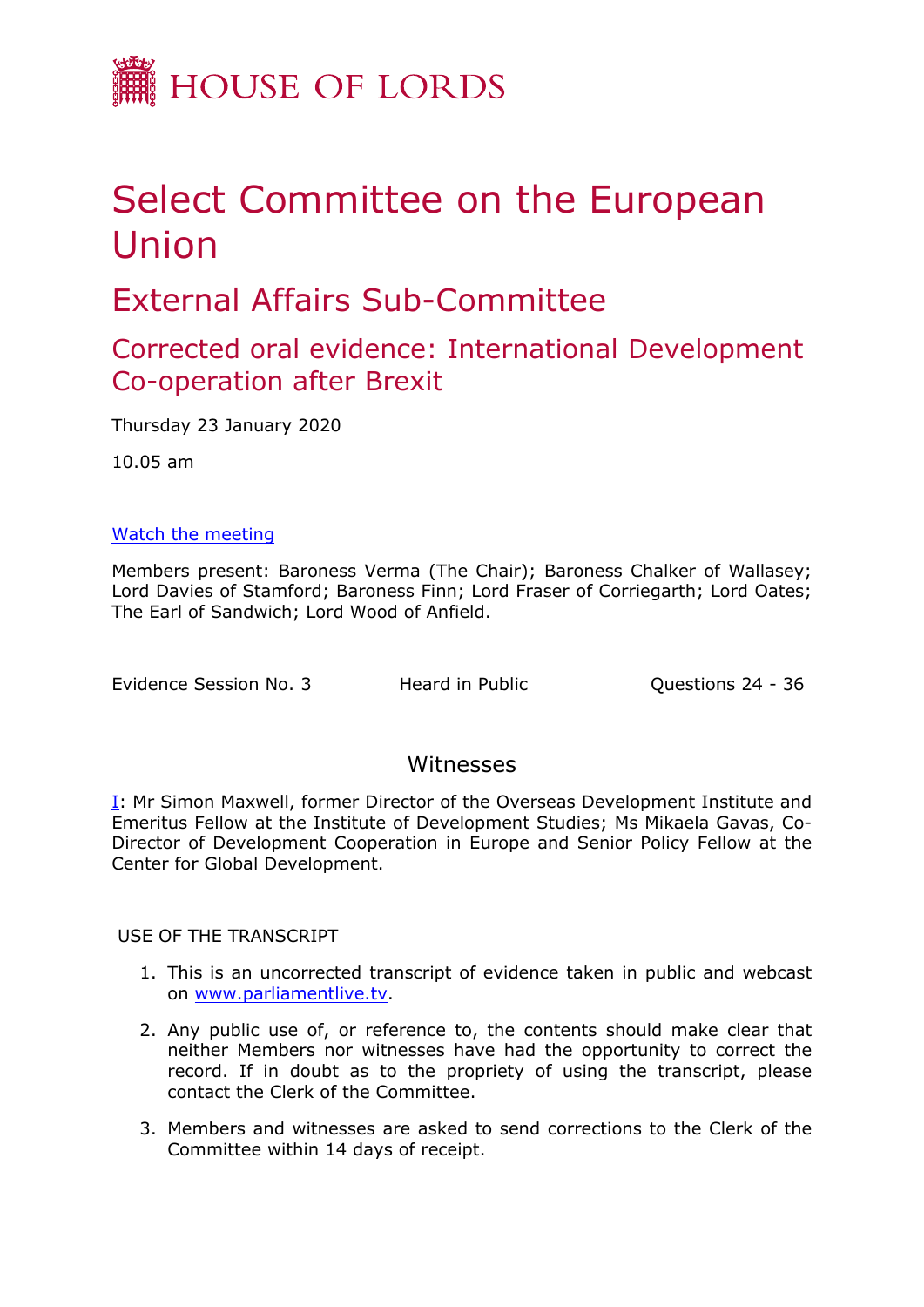# HOUSE OF LORDS

# Select Committee on the European Union

## External Affairs Sub-Committee

### Corrected oral evidence: International Development Co-operation after Brexit

Thursday 23 January 2020

10.05 am

[Watch the meeting](#)

Members present: Baroness Verma (The Chair); Baroness Chalker of Wallasey; Lord Davies of Stamford; Baroness Finn; Lord Fraser of Corriegarth; Lord Oates; The Earl of Sandwich; Lord Wood of Anfield.

Evidence Session No. 3 | Heard in Public | Questions 24 - 36

## Witnesses

I: Mr Simon Maxwell, former Director of the Overseas Development Institute and Emeritus Fellow at the Institute of Development Studies; Ms Mikaela Gavas, Co-Director of Development Cooperation in Europe and Senior Policy Fellow at the Center for Global Development.

USE OF THE TRANSCRIPT

1. This is an uncorrected transcript of evidence taken in public and webcast on www.parliamentlive.tv.
2. Any public use of, or reference to, the contents should make clear that neither Members nor witnesses have had the opportunity to correct the record. If in doubt as to the propriety of using the transcript, please contact the Clerk of the Committee.
3. Members and witnesses are asked to send corrections to the Clerk of the Committee within 14 days of receipt.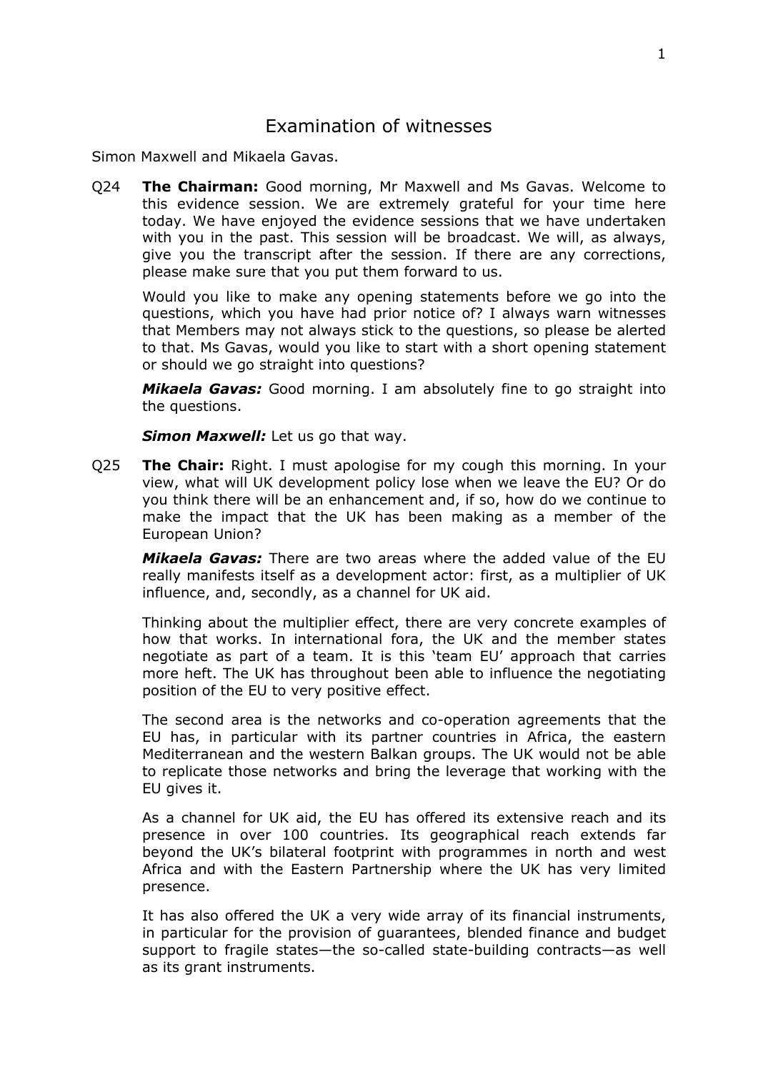# Examination of witnesses

Simon Maxwell and Mikaela Gavas.

Q24 **The Chairman:** Good morning, Mr Maxwell and Ms Gavas. Welcome to this evidence session. We are extremely grateful for your time here today. We have enjoyed the evidence sessions that we have undertaken with you in the past. This session will be broadcast. We will, as always, give you the transcript after the session. If there are any corrections, please make sure that you put them forward to us.

Would you like to make any opening statements before we go into the questions, which you have had prior notice of? I always warn witnesses that Members may not always stick to the questions, so please be alerted to that. Ms Gavas, would you like to start with a short opening statement or should we go straight into questions?

***Mikaela Gavas:*** Good morning. I am absolutely fine to go straight into the questions.

***Simon Maxwell:*** Let us go that way.

Q25 **The Chair:** Right. I must apologise for my cough this morning. In your view, what will UK development policy lose when we leave the EU? Or do you think there will be an enhancement and, if so, how do we continue to make the impact that the UK has been making as a member of the European Union?

***Mikaela Gavas:*** There are two areas where the added value of the EU really manifests itself as a development actor: first, as a multiplier of UK influence, and, secondly, as a channel for UK aid.

Thinking about the multiplier effect, there are very concrete examples of how that works. In international fora, the UK and the member states negotiate as part of a team. It is this 'team EU' approach that carries more heft. The UK has throughout been able to influence the negotiating position of the EU to very positive effect.

The second area is the networks and co-operation agreements that the EU has, in particular with its partner countries in Africa, the eastern Mediterranean and the western Balkan groups. The UK would not be able to replicate those networks and bring the leverage that working with the EU gives it.

As a channel for UK aid, the EU has offered its extensive reach and its presence in over 100 countries. Its geographical reach extends far beyond the UK's bilateral footprint with programmes in north and west Africa and with the Eastern Partnership where the UK has very limited presence.

It has also offered the UK a very wide array of its financial instruments, in particular for the provision of guarantees, blended finance and budget support to fragile states—the so-called state-building contracts—as well as its grant instruments.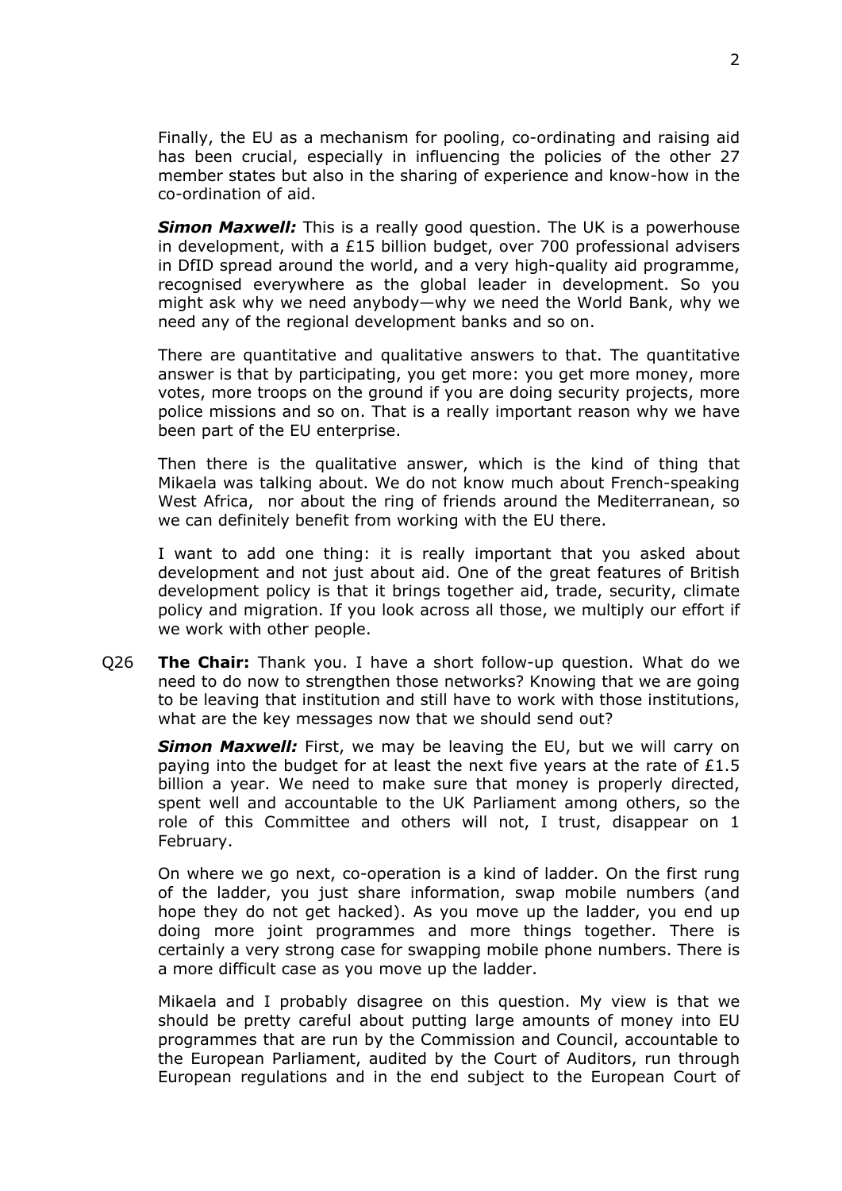Finally, the EU as a mechanism for pooling, co-ordinating and raising aid has been crucial, especially in influencing the policies of the other 27 member states but also in the sharing of experience and know-how in the co-ordination of aid.

***Simon Maxwell:*** This is a really good question. The UK is a powerhouse in development, with a £15 billion budget, over 700 professional advisers in DfID spread around the world, and a very high-quality aid programme, recognised everywhere as the global leader in development. So you might ask why we need anybody—why we need the World Bank, why we need any of the regional development banks and so on.

There are quantitative and qualitative answers to that. The quantitative answer is that by participating, you get more: you get more money, more votes, more troops on the ground if you are doing security projects, more police missions and so on. That is a really important reason why we have been part of the EU enterprise.

Then there is the qualitative answer, which is the kind of thing that Mikaela was talking about. We do not know much about French-speaking West Africa, nor about the ring of friends around the Mediterranean, so we can definitely benefit from working with the EU there.

I want to add one thing: it is really important that you asked about development and not just about aid. One of the great features of British development policy is that it brings together aid, trade, security, climate policy and migration. If you look across all those, we multiply our effort if we work with other people.

Q26 **The Chair:** Thank you. I have a short follow-up question. What do we need to do now to strengthen those networks? Knowing that we are going to be leaving that institution and still have to work with those institutions, what are the key messages now that we should send out?

***Simon Maxwell:*** First, we may be leaving the EU, but we will carry on paying into the budget for at least the next five years at the rate of £1.5 billion a year. We need to make sure that money is properly directed, spent well and accountable to the UK Parliament among others, so the role of this Committee and others will not, I trust, disappear on 1 February.

On where we go next, co-operation is a kind of ladder. On the first rung of the ladder, you just share information, swap mobile numbers (and hope they do not get hacked). As you move up the ladder, you end up doing more joint programmes and more things together. There is certainly a very strong case for swapping mobile phone numbers. There is a more difficult case as you move up the ladder.

Mikaela and I probably disagree on this question. My view is that we should be pretty careful about putting large amounts of money into EU programmes that are run by the Commission and Council, accountable to the European Parliament, audited by the Court of Auditors, run through European regulations and in the end subject to the European Court of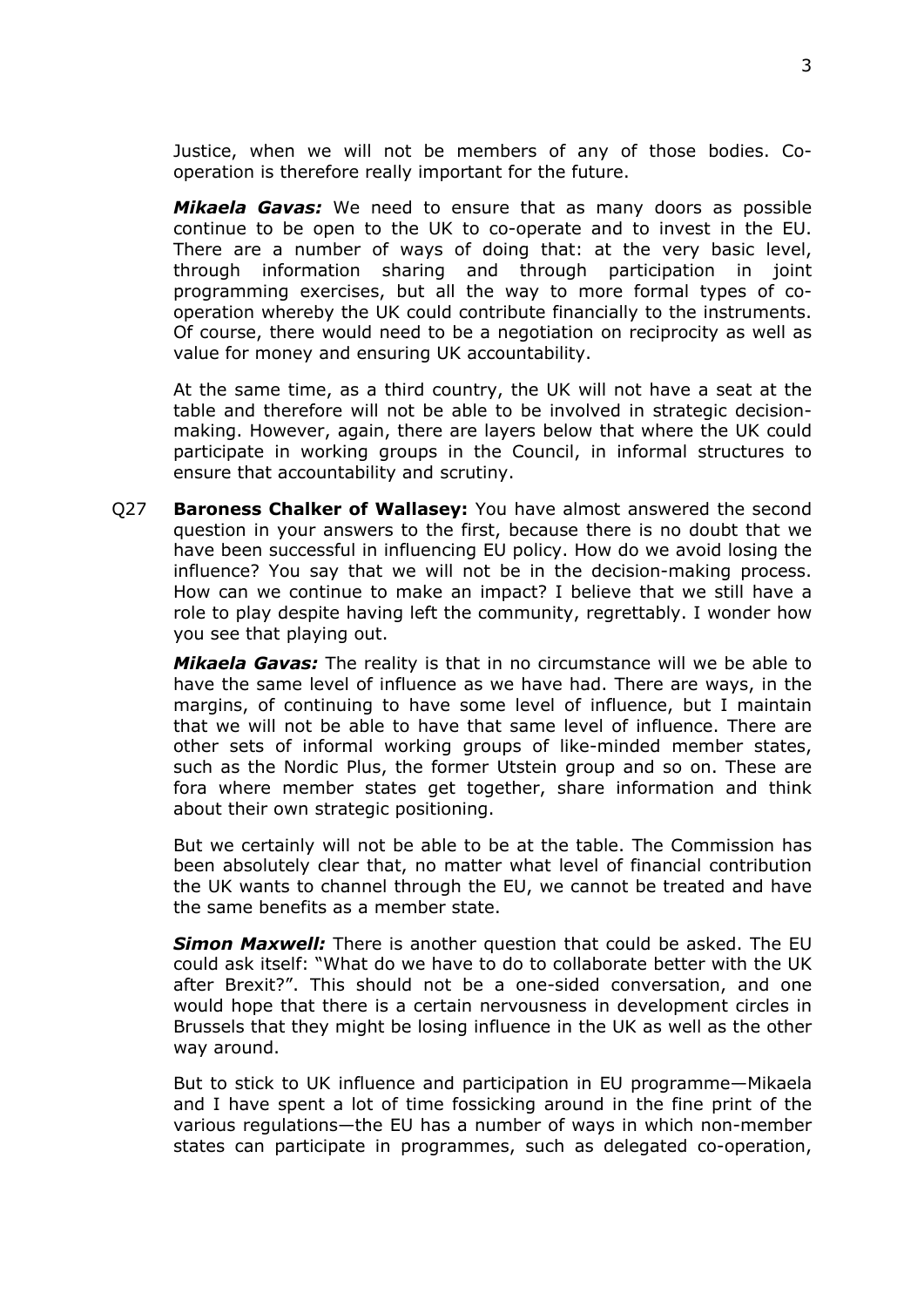Justice, when we will not be members of any of those bodies. Co-operation is therefore really important for the future.

***Mikaela Gavas:*** We need to ensure that as many doors as possible continue to be open to the UK to co-operate and to invest in the EU. There are a number of ways of doing that: at the very basic level, through information sharing and through participation in joint programming exercises, but all the way to more formal types of co-operation whereby the UK could contribute financially to the instruments. Of course, there would need to be a negotiation on reciprocity as well as value for money and ensuring UK accountability.

At the same time, as a third country, the UK will not have a seat at the table and therefore will not be able to be involved in strategic decision-making. However, again, there are layers below that where the UK could participate in working groups in the Council, in informal structures to ensure that accountability and scrutiny.

Q27 **Baroness Chalker of Wallasey:** You have almost answered the second question in your answers to the first, because there is no doubt that we have been successful in influencing EU policy. How do we avoid losing the influence? You say that we will not be in the decision-making process. How can we continue to make an impact? I believe that we still have a role to play despite having left the community, regrettably. I wonder how you see that playing out.

***Mikaela Gavas:*** The reality is that in no circumstance will we be able to have the same level of influence as we have had. There are ways, in the margins, of continuing to have some level of influence, but I maintain that we will not be able to have that same level of influence. There are other sets of informal working groups of like-minded member states, such as the Nordic Plus, the former Utstein group and so on. These are fora where member states get together, share information and think about their own strategic positioning.

But we certainly will not be able to be at the table. The Commission has been absolutely clear that, no matter what level of financial contribution the UK wants to channel through the EU, we cannot be treated and have the same benefits as a member state.

***Simon Maxwell:*** There is another question that could be asked. The EU could ask itself: "What do we have to do to collaborate better with the UK after Brexit?". This should not be a one-sided conversation, and one would hope that there is a certain nervousness in development circles in Brussels that they might be losing influence in the UK as well as the other way around.

But to stick to UK influence and participation in EU programme—Mikaela and I have spent a lot of time fossicking around in the fine print of the various regulations—the EU has a number of ways in which non-member states can participate in programmes, such as delegated co-operation,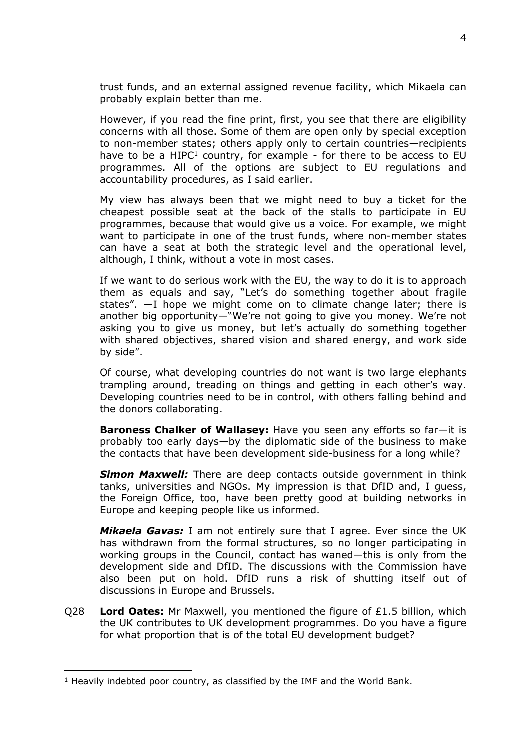trust funds, and an external assigned revenue facility, which Mikaela can probably explain better than me.

However, if you read the fine print, first, you see that there are eligibility concerns with all those. Some of them are open only by special exception to non-member states; others apply only to certain countries—recipients have to be a HIPC[1] country, for example - for there to be access to EU programmes. All of the options are subject to EU regulations and accountability procedures, as I said earlier.

My view has always been that we might need to buy a ticket for the cheapest possible seat at the back of the stalls to participate in EU programmes, because that would give us a voice. For example, we might want to participate in one of the trust funds, where non-member states can have a seat at both the strategic level and the operational level, although, I think, without a vote in most cases.

If we want to do serious work with the EU, the way to do it is to approach them as equals and say, "Let's do something together about fragile states". —I hope we might come on to climate change later; there is another big opportunity—"We're not going to give you money. We're not asking you to give us money, but let's actually do something together with shared objectives, shared vision and shared energy, and work side by side".

Of course, what developing countries do not want is two large elephants trampling around, treading on things and getting in each other's way. Developing countries need to be in control, with others falling behind and the donors collaborating.

**Baroness Chalker of Wallasey:** Have you seen any efforts so far—it is probably too early days—by the diplomatic side of the business to make the contacts that have been development side-business for a long while?

***Simon Maxwell:*** There are deep contacts outside government in think tanks, universities and NGOs. My impression is that DfID and, I guess, the Foreign Office, too, have been pretty good at building networks in Europe and keeping people like us informed.

***Mikaela Gavas:*** I am not entirely sure that I agree. Ever since the UK has withdrawn from the formal structures, so no longer participating in working groups in the Council, contact has waned—this is only from the development side and DfID. The discussions with the Commission have also been put on hold. DfID runs a risk of shutting itself out of discussions in Europe and Brussels.

Q28 **Lord Oates:** Mr Maxwell, you mentioned the figure of £1.5 billion, which the UK contributes to UK development programmes. Do you have a figure for what proportion that is of the total EU development budget?

---

[1] Heavily indebted poor country, as classified by the IMF and the World Bank.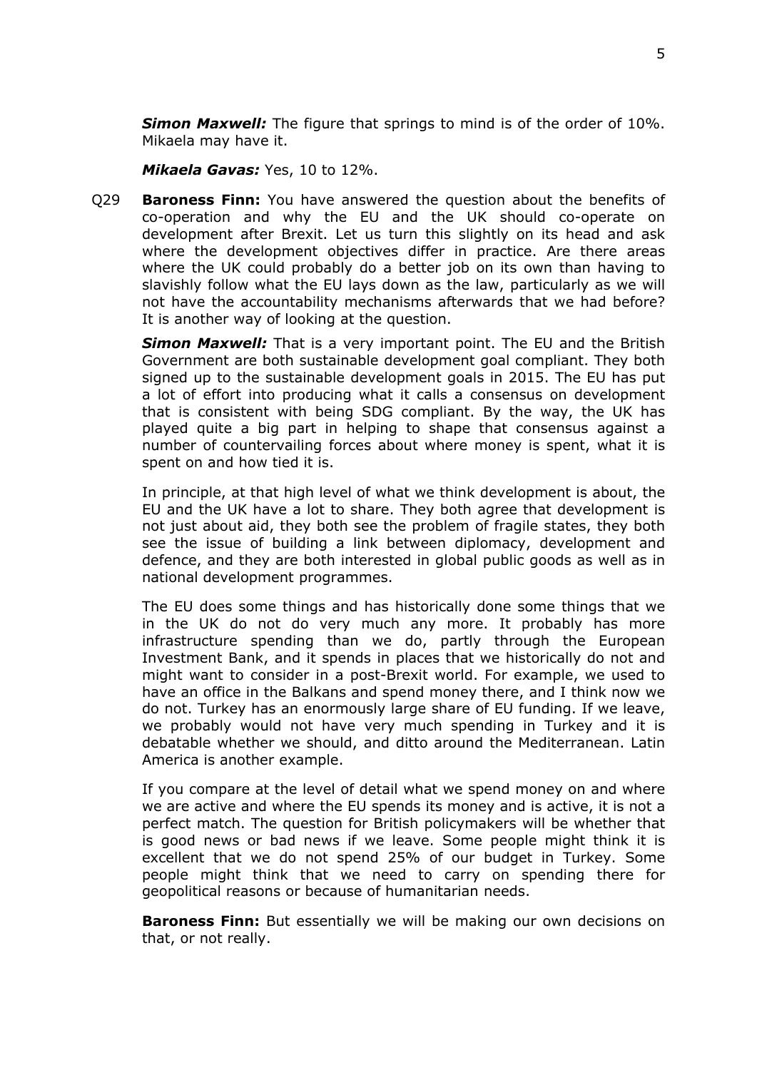***Simon Maxwell:*** The figure that springs to mind is of the order of 10%. Mikaela may have it.

***Mikaela Gavas:*** Yes, 10 to 12%.

Q29 **Baroness Finn:** You have answered the question about the benefits of co-operation and why the EU and the UK should co-operate on development after Brexit. Let us turn this slightly on its head and ask where the development objectives differ in practice. Are there areas where the UK could probably do a better job on its own than having to slavishly follow what the EU lays down as the law, particularly as we will not have the accountability mechanisms afterwards that we had before? It is another way of looking at the question.

***Simon Maxwell:*** That is a very important point. The EU and the British Government are both sustainable development goal compliant. They both signed up to the sustainable development goals in 2015. The EU has put a lot of effort into producing what it calls a consensus on development that is consistent with being SDG compliant. By the way, the UK has played quite a big part in helping to shape that consensus against a number of countervailing forces about where money is spent, what it is spent on and how tied it is.

In principle, at that high level of what we think development is about, the EU and the UK have a lot to share. They both agree that development is not just about aid, they both see the problem of fragile states, they both see the issue of building a link between diplomacy, development and defence, and they are both interested in global public goods as well as in national development programmes.

The EU does some things and has historically done some things that we in the UK do not do very much any more. It probably has more infrastructure spending than we do, partly through the European Investment Bank, and it spends in places that we historically do not and might want to consider in a post-Brexit world. For example, we used to have an office in the Balkans and spend money there, and I think now we do not. Turkey has an enormously large share of EU funding. If we leave, we probably would not have very much spending in Turkey and it is debatable whether we should, and ditto around the Mediterranean. Latin America is another example.

If you compare at the level of detail what we spend money on and where we are active and where the EU spends its money and is active, it is not a perfect match. The question for British policymakers will be whether that is good news or bad news if we leave. Some people might think it is excellent that we do not spend 25% of our budget in Turkey. Some people might think that we need to carry on spending there for geopolitical reasons or because of humanitarian needs.

**Baroness Finn:** But essentially we will be making our own decisions on that, or not really.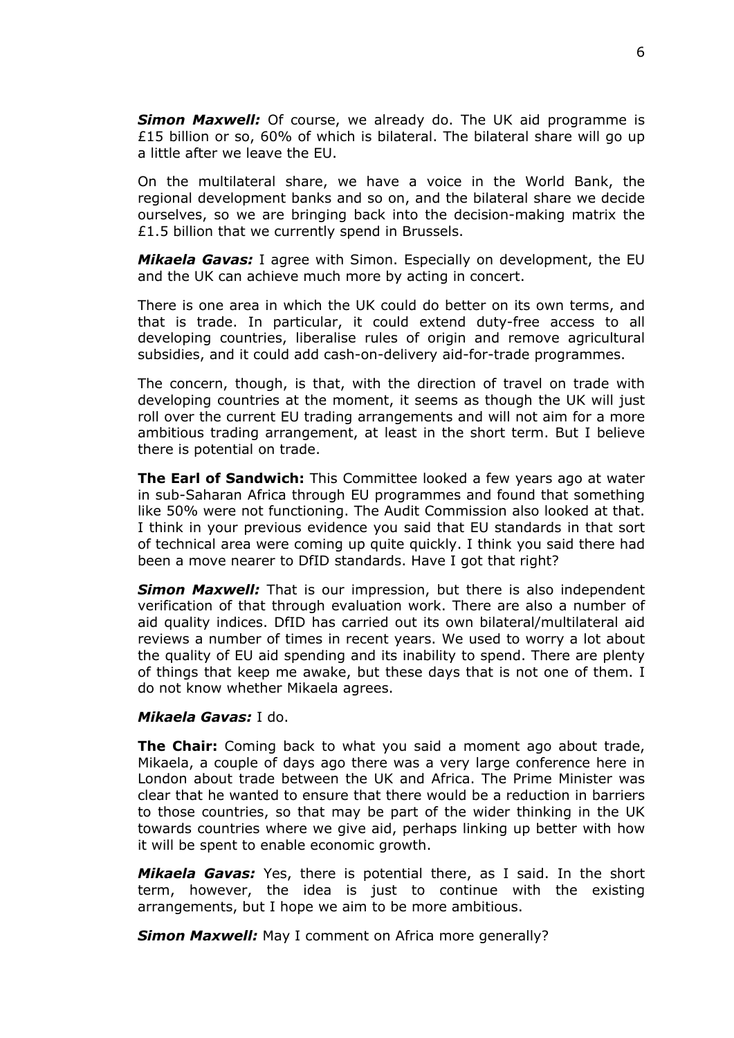***Simon Maxwell:*** Of course, we already do. The UK aid programme is £15 billion or so, 60% of which is bilateral. The bilateral share will go up a little after we leave the EU.

On the multilateral share, we have a voice in the World Bank, the regional development banks and so on, and the bilateral share we decide ourselves, so we are bringing back into the decision-making matrix the £1.5 billion that we currently spend in Brussels.

***Mikaela Gavas:*** I agree with Simon. Especially on development, the EU and the UK can achieve much more by acting in concert.

There is one area in which the UK could do better on its own terms, and that is trade. In particular, it could extend duty-free access to all developing countries, liberalise rules of origin and remove agricultural subsidies, and it could add cash-on-delivery aid-for-trade programmes.

The concern, though, is that, with the direction of travel on trade with developing countries at the moment, it seems as though the UK will just roll over the current EU trading arrangements and will not aim for a more ambitious trading arrangement, at least in the short term. But I believe there is potential on trade.

**The Earl of Sandwich:** This Committee looked a few years ago at water in sub-Saharan Africa through EU programmes and found that something like 50% were not functioning. The Audit Commission also looked at that. I think in your previous evidence you said that EU standards in that sort of technical area were coming up quite quickly. I think you said there had been a move nearer to DfID standards. Have I got that right?

***Simon Maxwell:*** That is our impression, but there is also independent verification of that through evaluation work. There are also a number of aid quality indices. DfID has carried out its own bilateral/multilateral aid reviews a number of times in recent years. We used to worry a lot about the quality of EU aid spending and its inability to spend. There are plenty of things that keep me awake, but these days that is not one of them. I do not know whether Mikaela agrees.

***Mikaela Gavas:*** I do.

**The Chair:** Coming back to what you said a moment ago about trade, Mikaela, a couple of days ago there was a very large conference here in London about trade between the UK and Africa. The Prime Minister was clear that he wanted to ensure that there would be a reduction in barriers to those countries, so that may be part of the wider thinking in the UK towards countries where we give aid, perhaps linking up better with how it will be spent to enable economic growth.

***Mikaela Gavas:*** Yes, there is potential there, as I said. In the short term, however, the idea is just to continue with the existing arrangements, but I hope we aim to be more ambitious.

***Simon Maxwell:*** May I comment on Africa more generally?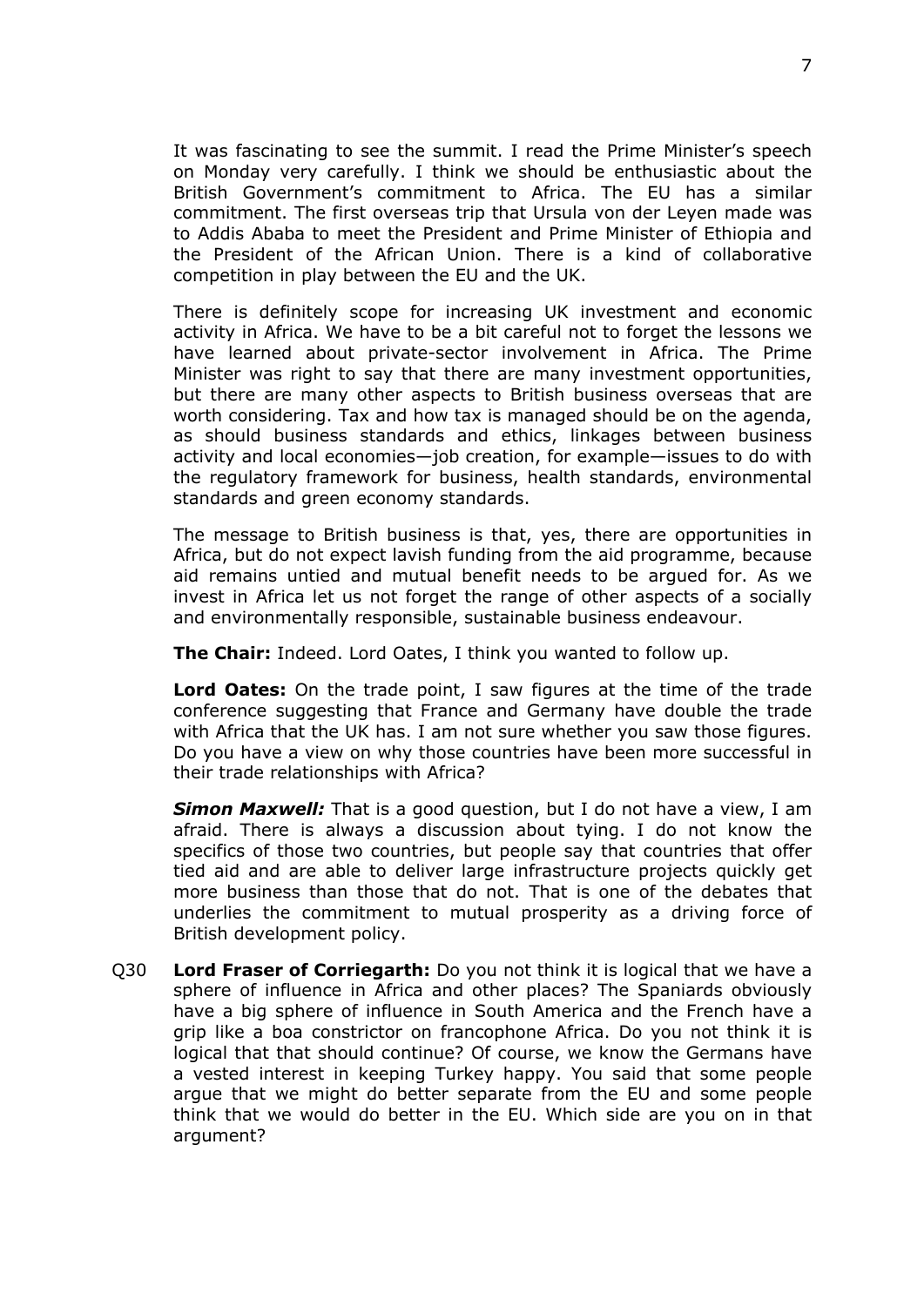It was fascinating to see the summit. I read the Prime Minister's speech on Monday very carefully. I think we should be enthusiastic about the British Government's commitment to Africa. The EU has a similar commitment. The first overseas trip that Ursula von der Leyen made was to Addis Ababa to meet the President and Prime Minister of Ethiopia and the President of the African Union. There is a kind of collaborative competition in play between the EU and the UK.

There is definitely scope for increasing UK investment and economic activity in Africa. We have to be a bit careful not to forget the lessons we have learned about private-sector involvement in Africa. The Prime Minister was right to say that there are many investment opportunities, but there are many other aspects to British business overseas that are worth considering. Tax and how tax is managed should be on the agenda, as should business standards and ethics, linkages between business activity and local economies—job creation, for example—issues to do with the regulatory framework for business, health standards, environmental standards and green economy standards.

The message to British business is that, yes, there are opportunities in Africa, but do not expect lavish funding from the aid programme, because aid remains untied and mutual benefit needs to be argued for. As we invest in Africa let us not forget the range of other aspects of a socially and environmentally responsible, sustainable business endeavour.

**The Chair:** Indeed. Lord Oates, I think you wanted to follow up.

**Lord Oates:** On the trade point, I saw figures at the time of the trade conference suggesting that France and Germany have double the trade with Africa that the UK has. I am not sure whether you saw those figures. Do you have a view on why those countries have been more successful in their trade relationships with Africa?

***Simon Maxwell:*** That is a good question, but I do not have a view, I am afraid. There is always a discussion about tying. I do not know the specifics of those two countries, but people say that countries that offer tied aid and are able to deliver large infrastructure projects quickly get more business than those that do not. That is one of the debates that underlies the commitment to mutual prosperity as a driving force of British development policy.

Q30 **Lord Fraser of Corriegarth:** Do you not think it is logical that we have a sphere of influence in Africa and other places? The Spaniards obviously have a big sphere of influence in South America and the French have a grip like a boa constrictor on francophone Africa. Do you not think it is logical that that should continue? Of course, we know the Germans have a vested interest in keeping Turkey happy. You said that some people argue that we might do better separate from the EU and some people think that we would do better in the EU. Which side are you on in that argument?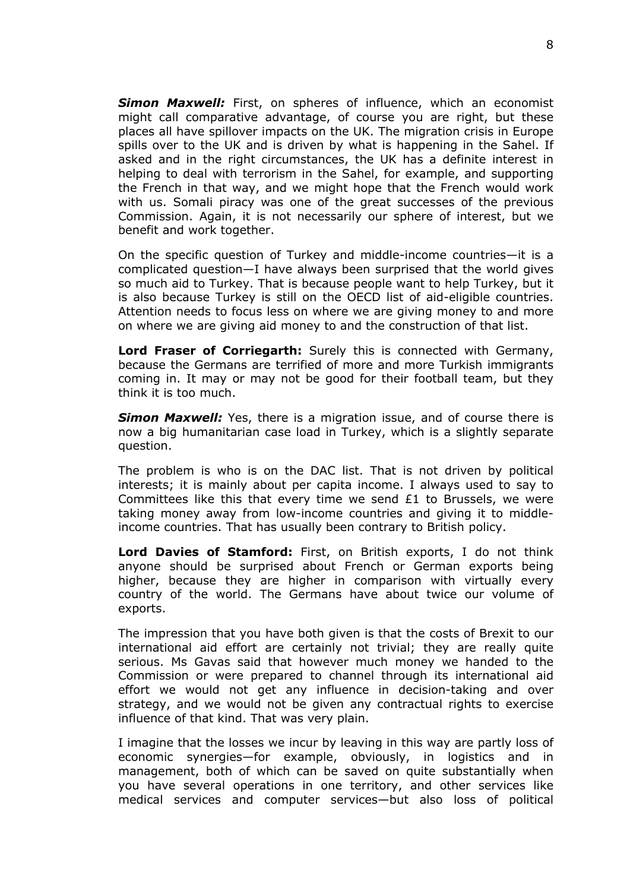***Simon Maxwell:*** First, on spheres of influence, which an economist might call comparative advantage, of course you are right, but these places all have spillover impacts on the UK. The migration crisis in Europe spills over to the UK and is driven by what is happening in the Sahel. If asked and in the right circumstances, the UK has a definite interest in helping to deal with terrorism in the Sahel, for example, and supporting the French in that way, and we might hope that the French would work with us. Somali piracy was one of the great successes of the previous Commission. Again, it is not necessarily our sphere of interest, but we benefit and work together.

On the specific question of Turkey and middle-income countries—it is a complicated question—I have always been surprised that the world gives so much aid to Turkey. That is because people want to help Turkey, but it is also because Turkey is still on the OECD list of aid-eligible countries. Attention needs to focus less on where we are giving money to and more on where we are giving aid money to and the construction of that list.

**Lord Fraser of Corriegarth:** Surely this is connected with Germany, because the Germans are terrified of more and more Turkish immigrants coming in. It may or may not be good for their football team, but they think it is too much.

***Simon Maxwell:*** Yes, there is a migration issue, and of course there is now a big humanitarian case load in Turkey, which is a slightly separate question.

The problem is who is on the DAC list. That is not driven by political interests; it is mainly about per capita income. I always used to say to Committees like this that every time we send £1 to Brussels, we were taking money away from low-income countries and giving it to middle-income countries. That has usually been contrary to British policy.

**Lord Davies of Stamford:** First, on British exports, I do not think anyone should be surprised about French or German exports being higher, because they are higher in comparison with virtually every country of the world. The Germans have about twice our volume of exports.

The impression that you have both given is that the costs of Brexit to our international aid effort are certainly not trivial; they are really quite serious. Ms Gavas said that however much money we handed to the Commission or were prepared to channel through its international aid effort we would not get any influence in decision-taking and over strategy, and we would not be given any contractual rights to exercise influence of that kind. That was very plain.

I imagine that the losses we incur by leaving in this way are partly loss of economic synergies—for example, obviously, in logistics and in management, both of which can be saved on quite substantially when you have several operations in one territory, and other services like medical services and computer services—but also loss of political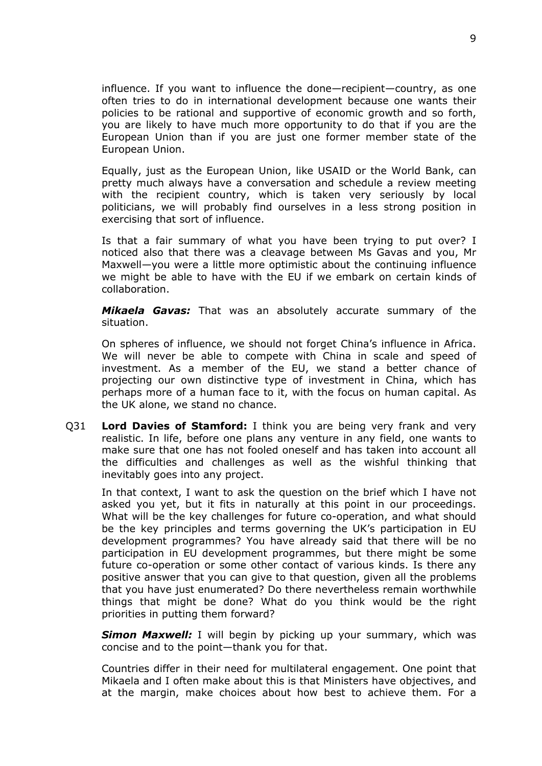influence. If you want to influence the done—recipient—country, as one often tries to do in international development because one wants their policies to be rational and supportive of economic growth and so forth, you are likely to have much more opportunity to do that if you are the European Union than if you are just one former member state of the European Union.

Equally, just as the European Union, like USAID or the World Bank, can pretty much always have a conversation and schedule a review meeting with the recipient country, which is taken very seriously by local politicians, we will probably find ourselves in a less strong position in exercising that sort of influence.

Is that a fair summary of what you have been trying to put over? I noticed also that there was a cleavage between Ms Gavas and you, Mr Maxwell—you were a little more optimistic about the continuing influence we might be able to have with the EU if we embark on certain kinds of collaboration.

***Mikaela Gavas:*** That was an absolutely accurate summary of the situation.

On spheres of influence, we should not forget China's influence in Africa. We will never be able to compete with China in scale and speed of investment. As a member of the EU, we stand a better chance of projecting our own distinctive type of investment in China, which has perhaps more of a human face to it, with the focus on human capital. As the UK alone, we stand no chance.

Q31 **Lord Davies of Stamford:** I think you are being very frank and very realistic. In life, before one plans any venture in any field, one wants to make sure that one has not fooled oneself and has taken into account all the difficulties and challenges as well as the wishful thinking that inevitably goes into any project.

In that context, I want to ask the question on the brief which I have not asked you yet, but it fits in naturally at this point in our proceedings. What will be the key challenges for future co-operation, and what should be the key principles and terms governing the UK's participation in EU development programmes? You have already said that there will be no participation in EU development programmes, but there might be some future co-operation or some other contact of various kinds. Is there any positive answer that you can give to that question, given all the problems that you have just enumerated? Do there nevertheless remain worthwhile things that might be done? What do you think would be the right priorities in putting them forward?

***Simon Maxwell:*** I will begin by picking up your summary, which was concise and to the point—thank you for that.

Countries differ in their need for multilateral engagement. One point that Mikaela and I often make about this is that Ministers have objectives, and at the margin, make choices about how best to achieve them. For a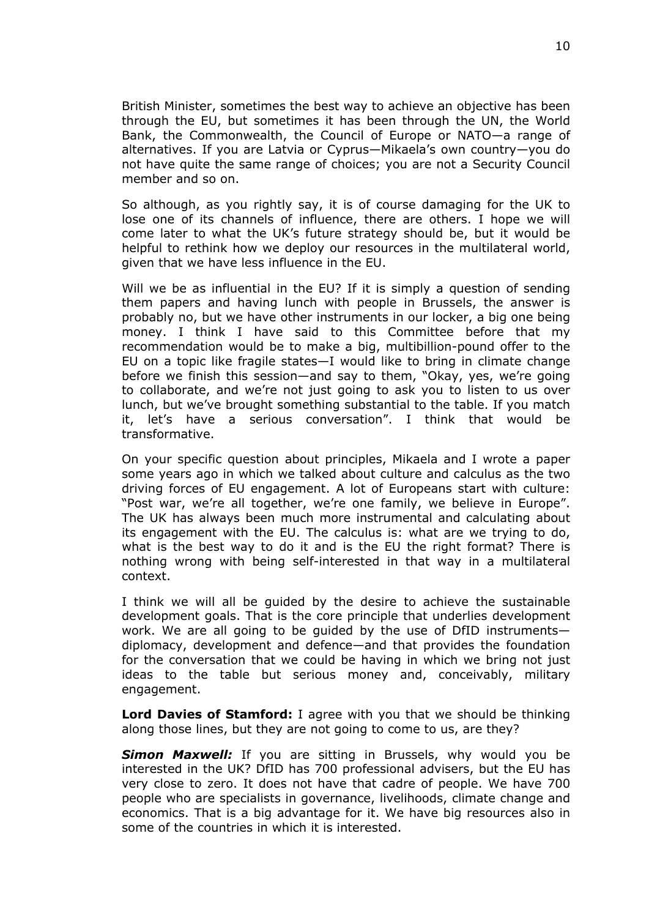British Minister, sometimes the best way to achieve an objective has been through the EU, but sometimes it has been through the UN, the World Bank, the Commonwealth, the Council of Europe or NATO—a range of alternatives. If you are Latvia or Cyprus—Mikaela's own country—you do not have quite the same range of choices; you are not a Security Council member and so on.

So although, as you rightly say, it is of course damaging for the UK to lose one of its channels of influence, there are others. I hope we will come later to what the UK's future strategy should be, but it would be helpful to rethink how we deploy our resources in the multilateral world, given that we have less influence in the EU.

Will we be as influential in the EU? If it is simply a question of sending them papers and having lunch with people in Brussels, the answer is probably no, but we have other instruments in our locker, a big one being money. I think I have said to this Committee before that my recommendation would be to make a big, multibillion-pound offer to the EU on a topic like fragile states—I would like to bring in climate change before we finish this session—and say to them, "Okay, yes, we're going to collaborate, and we're not just going to ask you to listen to us over lunch, but we've brought something substantial to the table. If you match it, let's have a serious conversation". I think that would be transformative.

On your specific question about principles, Mikaela and I wrote a paper some years ago in which we talked about culture and calculus as the two driving forces of EU engagement. A lot of Europeans start with culture: "Post war, we're all together, we're one family, we believe in Europe". The UK has always been much more instrumental and calculating about its engagement with the EU. The calculus is: what are we trying to do, what is the best way to do it and is the EU the right format? There is nothing wrong with being self-interested in that way in a multilateral context.

I think we will all be guided by the desire to achieve the sustainable development goals. That is the core principle that underlies development work. We are all going to be guided by the use of DfID instruments—diplomacy, development and defence—and that provides the foundation for the conversation that we could be having in which we bring not just ideas to the table but serious money and, conceivably, military engagement.

**Lord Davies of Stamford:** I agree with you that we should be thinking along those lines, but they are not going to come to us, are they?

***Simon Maxwell:*** If you are sitting in Brussels, why would you be interested in the UK? DfID has 700 professional advisers, but the EU has very close to zero. It does not have that cadre of people. We have 700 people who are specialists in governance, livelihoods, climate change and economics. That is a big advantage for it. We have big resources also in some of the countries in which it is interested.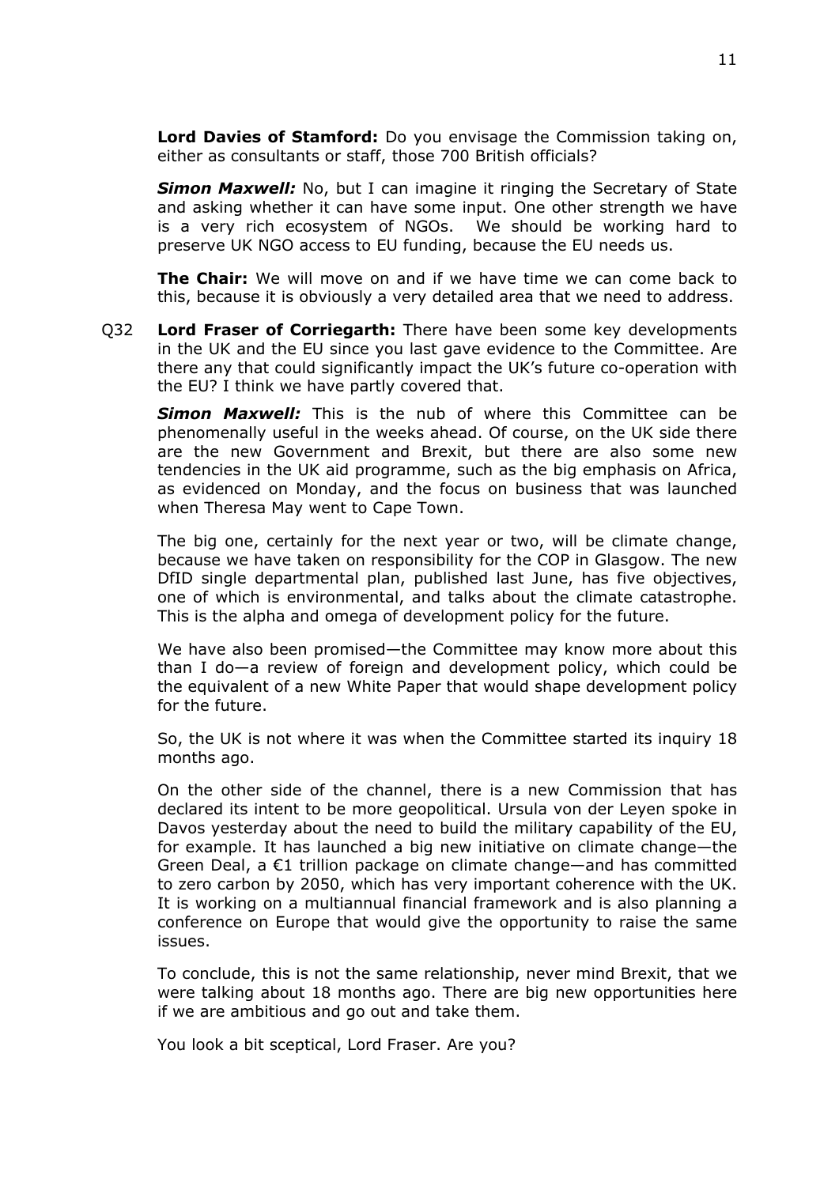**Lord Davies of Stamford:** Do you envisage the Commission taking on, either as consultants or staff, those 700 British officials?

***Simon Maxwell:*** No, but I can imagine it ringing the Secretary of State and asking whether it can have some input. One other strength we have is a very rich ecosystem of NGOs. We should be working hard to preserve UK NGO access to EU funding, because the EU needs us.

**The Chair:** We will move on and if we have time we can come back to this, because it is obviously a very detailed area that we need to address.

Q32 **Lord Fraser of Corriegarth:** There have been some key developments in the UK and the EU since you last gave evidence to the Committee. Are there any that could significantly impact the UK's future co-operation with the EU? I think we have partly covered that.

***Simon Maxwell:*** This is the nub of where this Committee can be phenomenally useful in the weeks ahead. Of course, on the UK side there are the new Government and Brexit, but there are also some new tendencies in the UK aid programme, such as the big emphasis on Africa, as evidenced on Monday, and the focus on business that was launched when Theresa May went to Cape Town.

The big one, certainly for the next year or two, will be climate change, because we have taken on responsibility for the COP in Glasgow. The new DfID single departmental plan, published last June, has five objectives, one of which is environmental, and talks about the climate catastrophe. This is the alpha and omega of development policy for the future.

We have also been promised—the Committee may know more about this than I do—a review of foreign and development policy, which could be the equivalent of a new White Paper that would shape development policy for the future.

So, the UK is not where it was when the Committee started its inquiry 18 months ago.

On the other side of the channel, there is a new Commission that has declared its intent to be more geopolitical. Ursula von der Leyen spoke in Davos yesterday about the need to build the military capability of the EU, for example. It has launched a big new initiative on climate change—the Green Deal, a €1 trillion package on climate change—and has committed to zero carbon by 2050, which has very important coherence with the UK. It is working on a multiannual financial framework and is also planning a conference on Europe that would give the opportunity to raise the same issues.

To conclude, this is not the same relationship, never mind Brexit, that we were talking about 18 months ago. There are big new opportunities here if we are ambitious and go out and take them.

You look a bit sceptical, Lord Fraser. Are you?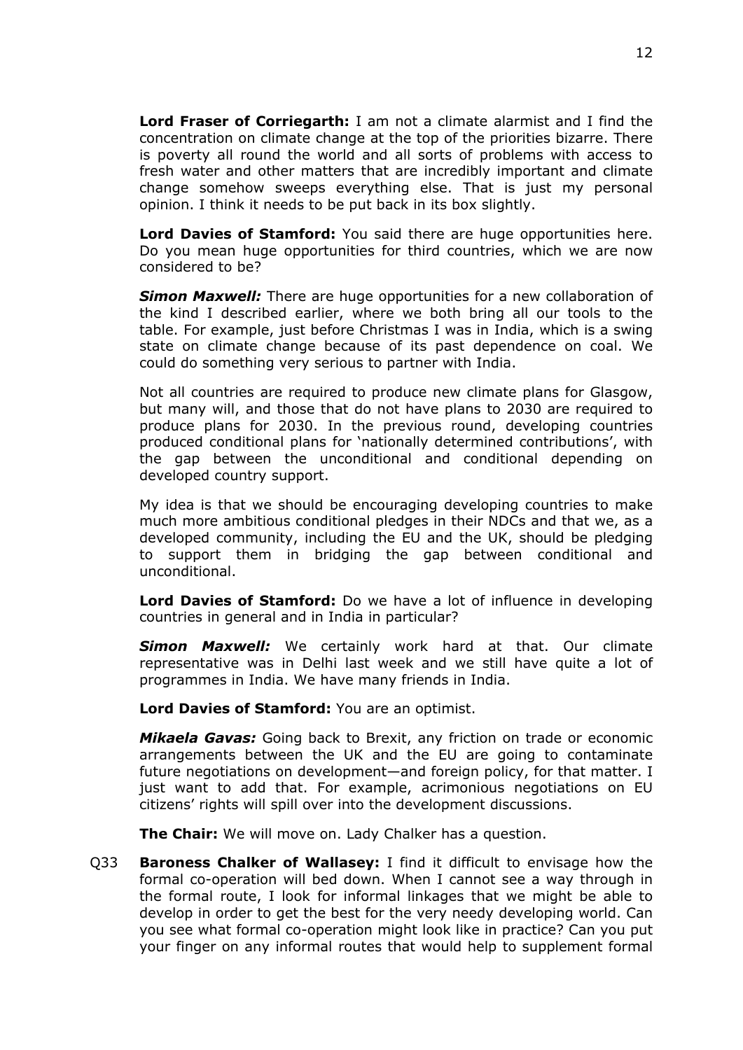**Lord Fraser of Corriegarth:** I am not a climate alarmist and I find the concentration on climate change at the top of the priorities bizarre. There is poverty all round the world and all sorts of problems with access to fresh water and other matters that are incredibly important and climate change somehow sweeps everything else. That is just my personal opinion. I think it needs to be put back in its box slightly.

**Lord Davies of Stamford:** You said there are huge opportunities here. Do you mean huge opportunities for third countries, which we are now considered to be?

***Simon Maxwell:*** There are huge opportunities for a new collaboration of the kind I described earlier, where we both bring all our tools to the table. For example, just before Christmas I was in India, which is a swing state on climate change because of its past dependence on coal. We could do something very serious to partner with India.

Not all countries are required to produce new climate plans for Glasgow, but many will, and those that do not have plans to 2030 are required to produce plans for 2030. In the previous round, developing countries produced conditional plans for 'nationally determined contributions', with the gap between the unconditional and conditional depending on developed country support.

My idea is that we should be encouraging developing countries to make much more ambitious conditional pledges in their NDCs and that we, as a developed community, including the EU and the UK, should be pledging to support them in bridging the gap between conditional and unconditional.

**Lord Davies of Stamford:** Do we have a lot of influence in developing countries in general and in India in particular?

***Simon Maxwell:*** We certainly work hard at that. Our climate representative was in Delhi last week and we still have quite a lot of programmes in India. We have many friends in India.

**Lord Davies of Stamford:** You are an optimist.

***Mikaela Gavas:*** Going back to Brexit, any friction on trade or economic arrangements between the UK and the EU are going to contaminate future negotiations on development—and foreign policy, for that matter. I just want to add that. For example, acrimonious negotiations on EU citizens' rights will spill over into the development discussions.

**The Chair:** We will move on. Lady Chalker has a question.

Q33 **Baroness Chalker of Wallasey:** I find it difficult to envisage how the formal co-operation will bed down. When I cannot see a way through in the formal route, I look for informal linkages that we might be able to develop in order to get the best for the very needy developing world. Can you see what formal co-operation might look like in practice? Can you put your finger on any informal routes that would help to supplement formal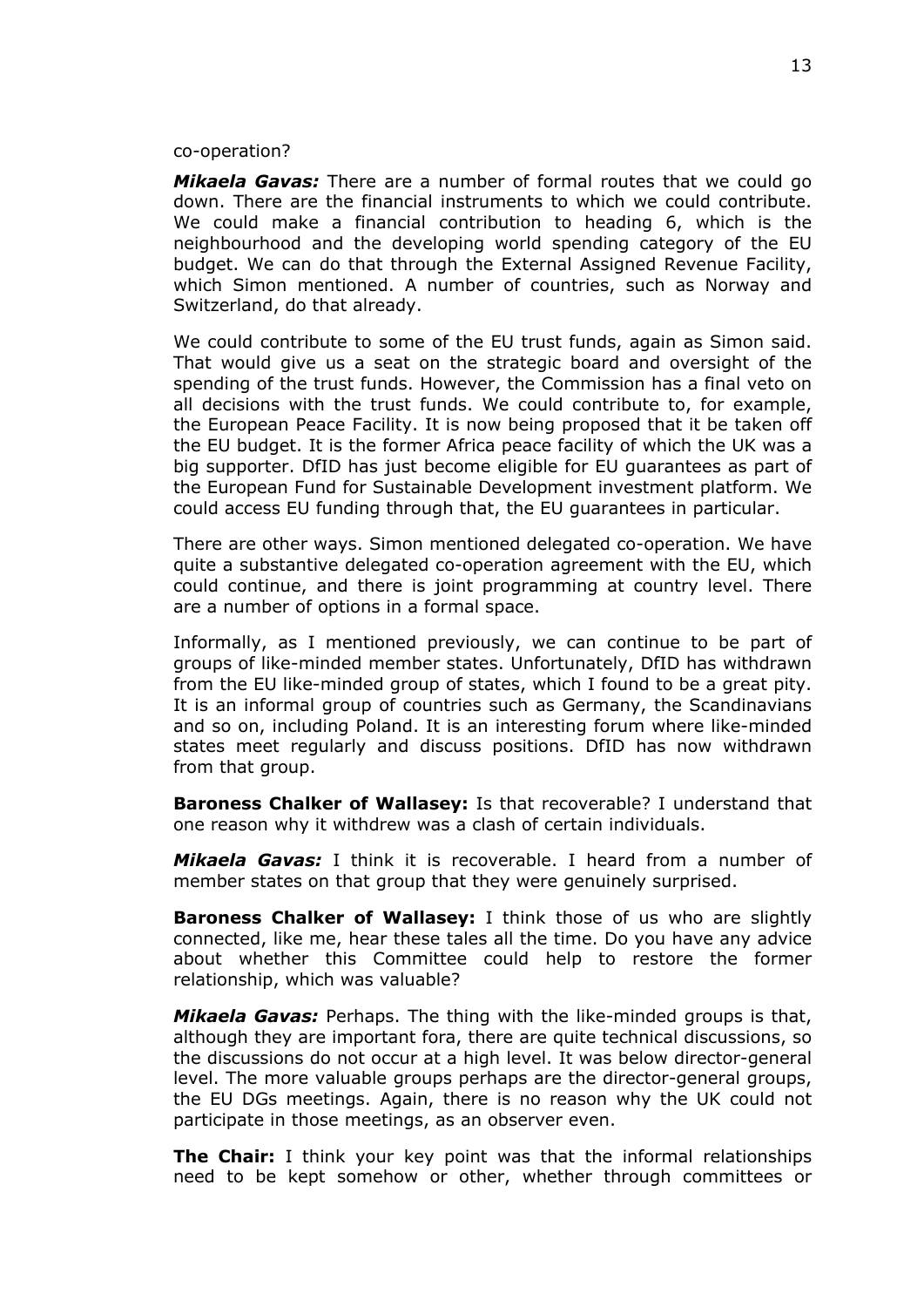co-operation?

***Mikaela Gavas:*** There are a number of formal routes that we could go down. There are the financial instruments to which we could contribute. We could make a financial contribution to heading 6, which is the neighbourhood and the developing world spending category of the EU budget. We can do that through the External Assigned Revenue Facility, which Simon mentioned. A number of countries, such as Norway and Switzerland, do that already.

We could contribute to some of the EU trust funds, again as Simon said. That would give us a seat on the strategic board and oversight of the spending of the trust funds. However, the Commission has a final veto on all decisions with the trust funds. We could contribute to, for example, the European Peace Facility. It is now being proposed that it be taken off the EU budget. It is the former Africa peace facility of which the UK was a big supporter. DfID has just become eligible for EU guarantees as part of the European Fund for Sustainable Development investment platform. We could access EU funding through that, the EU guarantees in particular.

There are other ways. Simon mentioned delegated co-operation. We have quite a substantive delegated co-operation agreement with the EU, which could continue, and there is joint programming at country level. There are a number of options in a formal space.

Informally, as I mentioned previously, we can continue to be part of groups of like-minded member states. Unfortunately, DfID has withdrawn from the EU like-minded group of states, which I found to be a great pity. It is an informal group of countries such as Germany, the Scandinavians and so on, including Poland. It is an interesting forum where like-minded states meet regularly and discuss positions. DfID has now withdrawn from that group.

**Baroness Chalker of Wallasey:** Is that recoverable? I understand that one reason why it withdrew was a clash of certain individuals.

***Mikaela Gavas:*** I think it is recoverable. I heard from a number of member states on that group that they were genuinely surprised.

**Baroness Chalker of Wallasey:** I think those of us who are slightly connected, like me, hear these tales all the time. Do you have any advice about whether this Committee could help to restore the former relationship, which was valuable?

***Mikaela Gavas:*** Perhaps. The thing with the like-minded groups is that, although they are important fora, there are quite technical discussions, so the discussions do not occur at a high level. It was below director-general level. The more valuable groups perhaps are the director-general groups, the EU DGs meetings. Again, there is no reason why the UK could not participate in those meetings, as an observer even.

**The Chair:** I think your key point was that the informal relationships need to be kept somehow or other, whether through committees or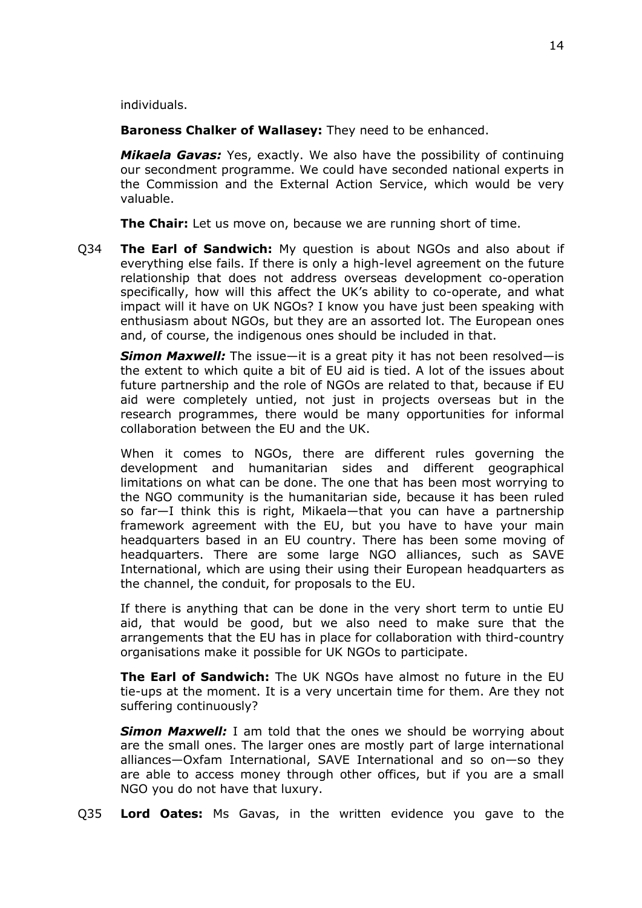individuals.

**Baroness Chalker of Wallasey:** They need to be enhanced.

***Mikaela Gavas:*** Yes, exactly. We also have the possibility of continuing our secondment programme. We could have seconded national experts in the Commission and the External Action Service, which would be very valuable.

**The Chair:** Let us move on, because we are running short of time.

Q34 **The Earl of Sandwich:** My question is about NGOs and also about if everything else fails. If there is only a high-level agreement on the future relationship that does not address overseas development co-operation specifically, how will this affect the UK's ability to co-operate, and what impact will it have on UK NGOs? I know you have just been speaking with enthusiasm about NGOs, but they are an assorted lot. The European ones and, of course, the indigenous ones should be included in that.

***Simon Maxwell:*** The issue—it is a great pity it has not been resolved—is the extent to which quite a bit of EU aid is tied. A lot of the issues about future partnership and the role of NGOs are related to that, because if EU aid were completely untied, not just in projects overseas but in the research programmes, there would be many opportunities for informal collaboration between the EU and the UK.

When it comes to NGOs, there are different rules governing the development and humanitarian sides and different geographical limitations on what can be done. The one that has been most worrying to the NGO community is the humanitarian side, because it has been ruled so far—I think this is right, Mikaela—that you can have a partnership framework agreement with the EU, but you have to have your main headquarters based in an EU country. There has been some moving of headquarters. There are some large NGO alliances, such as SAVE International, which are using their using their European headquarters as the channel, the conduit, for proposals to the EU.

If there is anything that can be done in the very short term to untie EU aid, that would be good, but we also need to make sure that the arrangements that the EU has in place for collaboration with third-country organisations make it possible for UK NGOs to participate.

**The Earl of Sandwich:** The UK NGOs have almost no future in the EU tie-ups at the moment. It is a very uncertain time for them. Are they not suffering continuously?

***Simon Maxwell:*** I am told that the ones we should be worrying about are the small ones. The larger ones are mostly part of large international alliances—Oxfam International, SAVE International and so on—so they are able to access money through other offices, but if you are a small NGO you do not have that luxury.

Q35 **Lord Oates:** Ms Gavas, in the written evidence you gave to the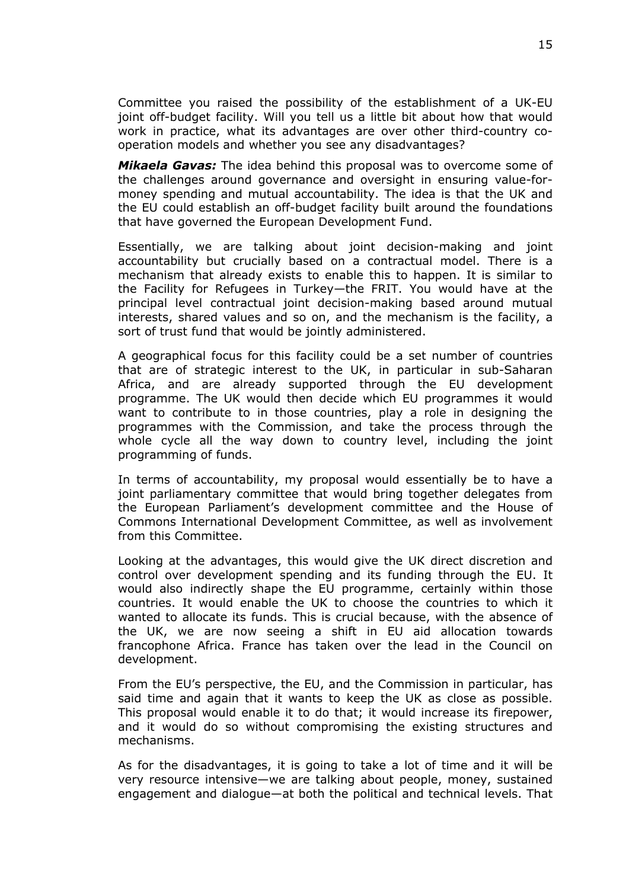Committee you raised the possibility of the establishment of a UK-EU joint off-budget facility. Will you tell us a little bit about how that would work in practice, what its advantages are over other third-country co-operation models and whether you see any disadvantages?

***Mikaela Gavas:*** The idea behind this proposal was to overcome some of the challenges around governance and oversight in ensuring value-for-money spending and mutual accountability. The idea is that the UK and the EU could establish an off-budget facility built around the foundations that have governed the European Development Fund.

Essentially, we are talking about joint decision-making and joint accountability but crucially based on a contractual model. There is a mechanism that already exists to enable this to happen. It is similar to the Facility for Refugees in Turkey—the FRIT. You would have at the principal level contractual joint decision-making based around mutual interests, shared values and so on, and the mechanism is the facility, a sort of trust fund that would be jointly administered.

A geographical focus for this facility could be a set number of countries that are of strategic interest to the UK, in particular in sub-Saharan Africa, and are already supported through the EU development programme. The UK would then decide which EU programmes it would want to contribute to in those countries, play a role in designing the programmes with the Commission, and take the process through the whole cycle all the way down to country level, including the joint programming of funds.

In terms of accountability, my proposal would essentially be to have a joint parliamentary committee that would bring together delegates from the European Parliament's development committee and the House of Commons International Development Committee, as well as involvement from this Committee.

Looking at the advantages, this would give the UK direct discretion and control over development spending and its funding through the EU. It would also indirectly shape the EU programme, certainly within those countries. It would enable the UK to choose the countries to which it wanted to allocate its funds. This is crucial because, with the absence of the UK, we are now seeing a shift in EU aid allocation towards francophone Africa. France has taken over the lead in the Council on development.

From the EU's perspective, the EU, and the Commission in particular, has said time and again that it wants to keep the UK as close as possible. This proposal would enable it to do that; it would increase its firepower, and it would do so without compromising the existing structures and mechanisms.

As for the disadvantages, it is going to take a lot of time and it will be very resource intensive—we are talking about people, money, sustained engagement and dialogue—at both the political and technical levels. That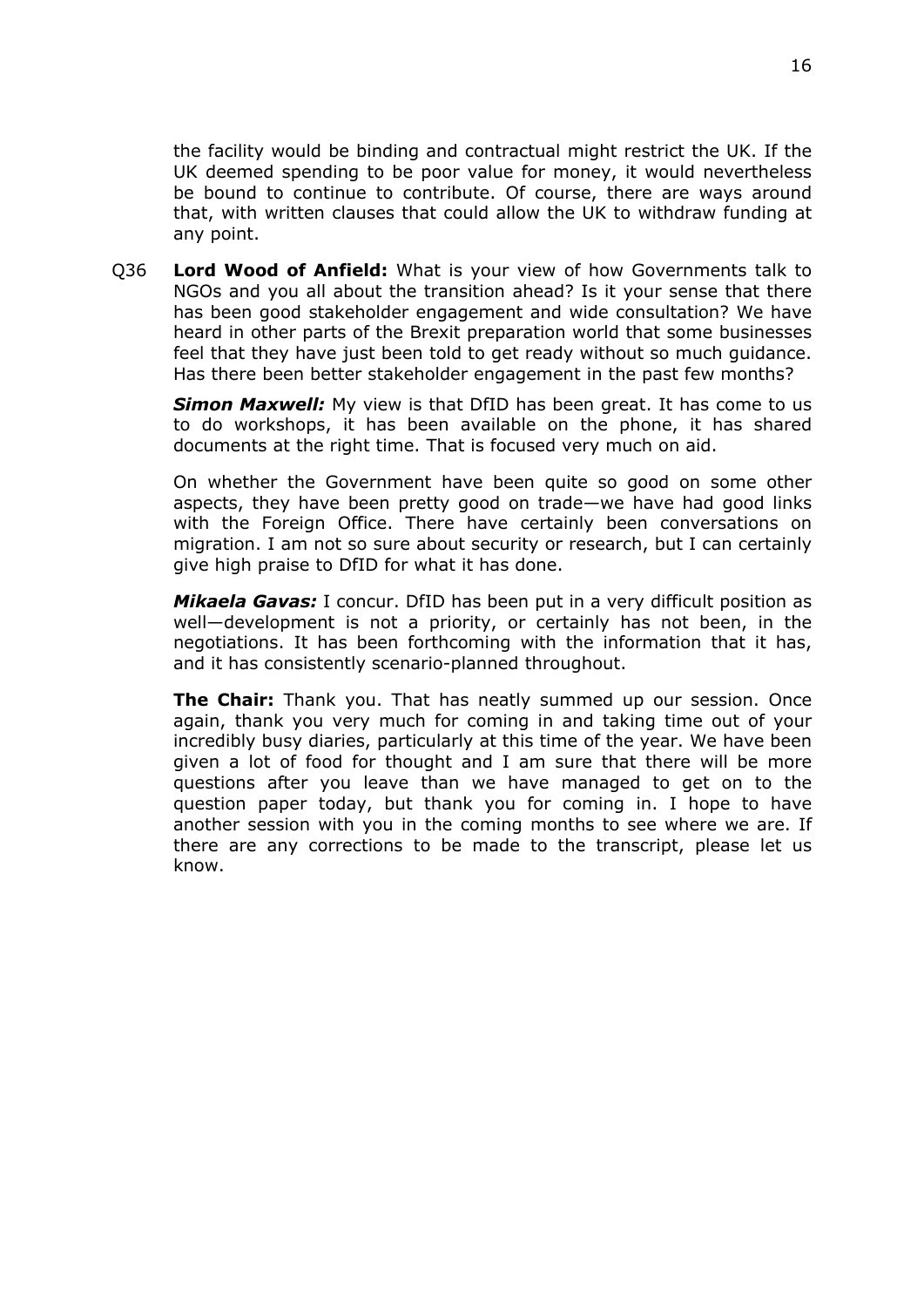the facility would be binding and contractual might restrict the UK. If the UK deemed spending to be poor value for money, it would nevertheless be bound to continue to contribute. Of course, there are ways around that, with written clauses that could allow the UK to withdraw funding at any point.

Q36 **Lord Wood of Anfield:** What is your view of how Governments talk to NGOs and you all about the transition ahead? Is it your sense that there has been good stakeholder engagement and wide consultation? We have heard in other parts of the Brexit preparation world that some businesses feel that they have just been told to get ready without so much guidance. Has there been better stakeholder engagement in the past few months?

***Simon Maxwell:*** My view is that DfID has been great. It has come to us to do workshops, it has been available on the phone, it has shared documents at the right time. That is focused very much on aid.

On whether the Government have been quite so good on some other aspects, they have been pretty good on trade—we have had good links with the Foreign Office. There have certainly been conversations on migration. I am not so sure about security or research, but I can certainly give high praise to DfID for what it has done.

***Mikaela Gavas:*** I concur. DfID has been put in a very difficult position as well—development is not a priority, or certainly has not been, in the negotiations. It has been forthcoming with the information that it has, and it has consistently scenario-planned throughout.

**The Chair:** Thank you. That has neatly summed up our session. Once again, thank you very much for coming in and taking time out of your incredibly busy diaries, particularly at this time of the year. We have been given a lot of food for thought and I am sure that there will be more questions after you leave than we have managed to get on to the question paper today, but thank you for coming in. I hope to have another session with you in the coming months to see where we are. If there are any corrections to be made to the transcript, please let us know.